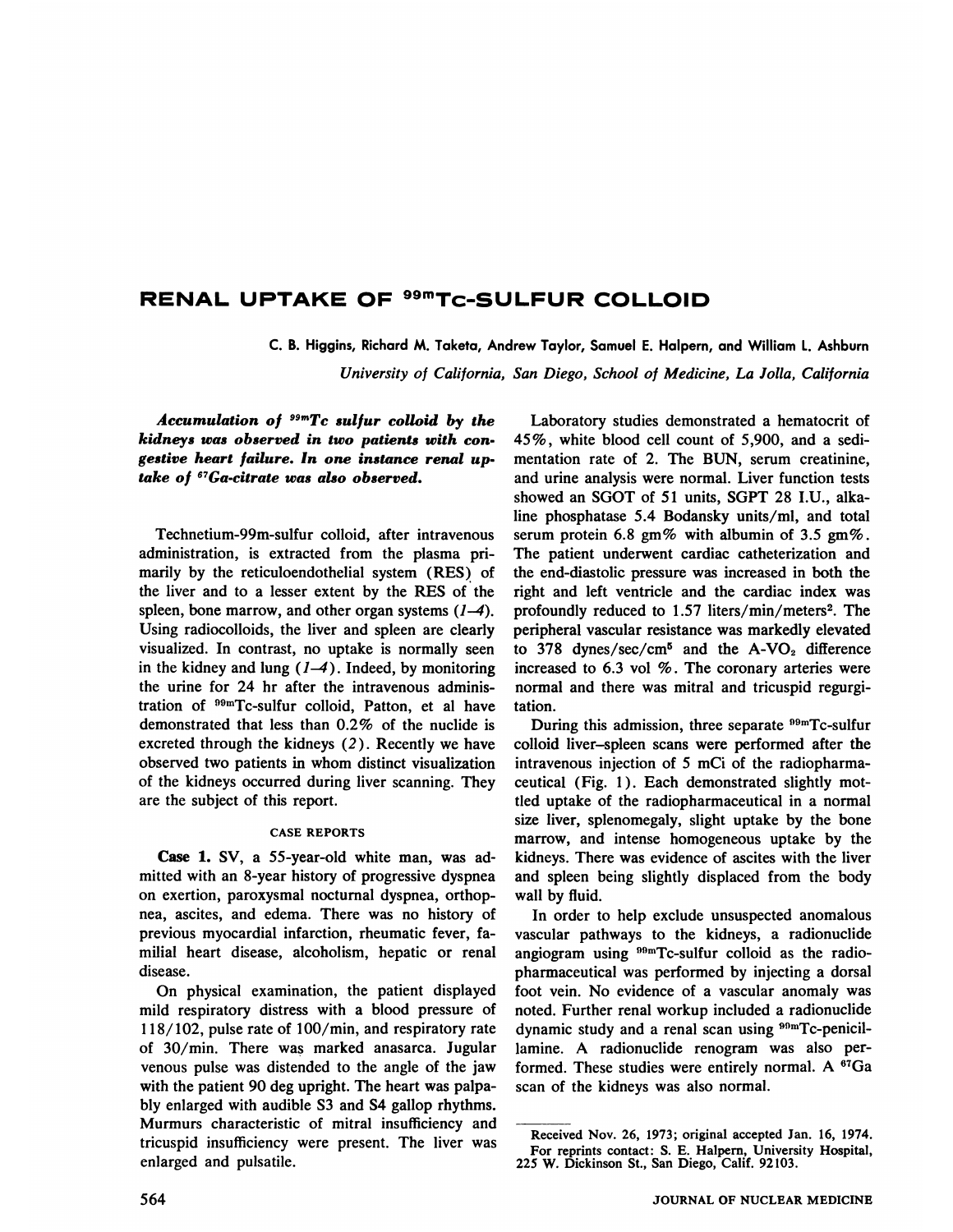# RENAL UPTAKE OF $^{99m}$Tc-SULFUR COLLOID

C. B. Higgins, Richard M. Taketa, Andrew Taylor, Samuel E. Halpern, and William L. Ashburn

*University of California, San Diego, School of Medicine, La Jolla, California*

***Accumulation of $^{99m}$Tc sulfur colloid by the kidneys was observed in two patients with congestive heart failure. In one instance renal uptake of $^{67}$Ga-citrate was also observed.***

Technetium-99m-sulfur colloid, after intravenous administration, is extracted from the plasma primarily by the reticuloendothelial system (RES) of the liver and to a lesser extent by the RES of the spleen, bone marrow, and other organ systems (*1–4*). Using radiocolloids, the liver and spleen are clearly visualized. In contrast, no uptake is normally seen in the kidney and lung (*1–4*). Indeed, by monitoring the urine for 24 hr after the intravenous administration of $^{99m}$Tc-sulfur colloid, Patton, et al have demonstrated that less than 0.2% of the nuclide is excreted through the kidneys (*2*). Recently we have observed two patients in whom distinct visualization of the kidneys occurred during liver scanning. They are the subject of this report.

## CASE REPORTS

**Case 1.** SV, a 55-year-old white man, was admitted with an 8-year history of progressive dyspnea on exertion, paroxysmal nocturnal dyspnea, orthopnea, ascites, and edema. There was no history of previous myocardial infarction, rheumatic fever, familial heart disease, alcoholism, hepatic or renal disease.

On physical examination, the patient displayed mild respiratory distress with a blood pressure of 118/102, pulse rate of 100/min, and respiratory rate of 30/min. There was marked anasarca. Jugular venous pulse was distended to the angle of the jaw with the patient 90 deg upright. The heart was palpably enlarged with audible S3 and S4 gallop rhythms. Murmurs characteristic of mitral insufficiency and tricuspid insufficiency were present. The liver was enlarged and pulsatile.

Laboratory studies demonstrated a hematocrit of 45%, white blood cell count of 5,900, and a sedimentation rate of 2. The BUN, serum creatinine, and urine analysis were normal. Liver function tests showed an SGOT of 51 units, SGPT 28 I.U., alkaline phosphatase 5.4 Bodansky units/ml, and total serum protein 6.8 gm% with albumin of 3.5 gm%. The patient underwent cardiac catheterization and the end-diastolic pressure was increased in both the right and left ventricle and the cardiac index was profoundly reduced to 1.57 liters/min/meters$^2$. The peripheral vascular resistance was markedly elevated to 378 dynes/sec/cm$^5$ and the A-V$O_2$ difference increased to 6.3 vol %. The coronary arteries were normal and there was mitral and tricuspid regurgitation.

During this admission, three separate $^{99m}$Tc-sulfur colloid liver–spleen scans were performed after the intravenous injection of 5 mCi of the radiopharmaceutical (Fig. 1). Each demonstrated slightly mottled uptake of the radiopharmaceutical in a normal size liver, splenomegaly, slight uptake by the bone marrow, and intense homogeneous uptake by the kidneys. There was evidence of ascites with the liver and spleen being slightly displaced from the body wall by fluid.

In order to help exclude unsuspected anomalous vascular pathways to the kidneys, a radionuclide angiogram using $^{99m}$Tc-sulfur colloid as the radiopharmaceutical was performed by injecting a dorsal foot vein. No evidence of a vascular anomaly was noted. Further renal workup included a radionuclide dynamic study and a renal scan using $^{99m}$Tc-penicillamine. A radionuclide renogram was also performed. These studies were entirely normal. A $^{67}$Ga scan of the kidneys was also normal.

Received Nov. 26, 1973; original accepted Jan. 16, 1974.

For reprints contact: S. E. Halpern, University Hospital, 225 W. Dickinson St., San Diego, Calif. 92103.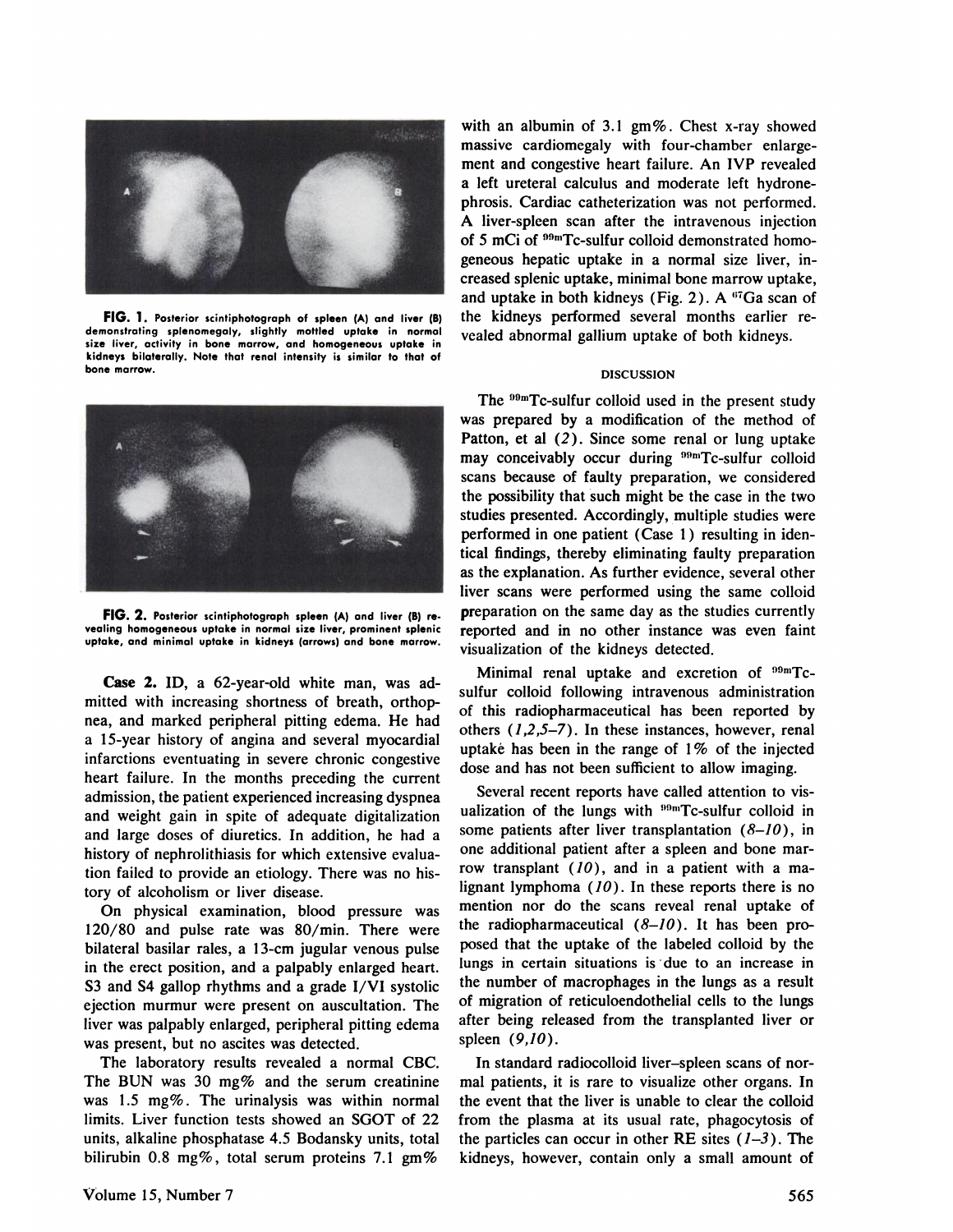**FIG. 1.** Posterior scintiphotograph of spleen (A) and liver (B) demonstrating splenomegaly, slightly mottled uptake in normal size liver, activity in bone marrow, and homogeneous uptake in kidneys bilaterally. Note that renal intensity is similar to that of bone marrow.

**FIG. 2.** Posterior scintiphotograph spleen (A) and liver (B) revealing homogeneous uptake in normal size liver, prominent splenic uptake, and minimal uptake in kidneys (arrows) and bone marrow.

**Case 2.** ID, a 62-year-old white man, was admitted with increasing shortness of breath, orthopnea, and marked peripheral pitting edema. He had a 15-year history of angina and several myocardial infarctions eventuating in severe chronic congestive heart failure. In the months preceding the current admission, the patient experienced increasing dyspnea and weight gain in spite of adequate digitalization and large doses of diuretics. In addition, he had a history of nephrolithiasis for which extensive evaluation failed to provide an etiology. There was no history of alcoholism or liver disease.

On physical examination, blood pressure was 120/80 and pulse rate was 80/min. There were bilateral basilar rales, a 13-cm jugular venous pulse in the erect position, and a palpably enlarged heart. S3 and S4 gallop rhythms and a grade I/VI systolic ejection murmur were present on auscultation. The liver was palpably enlarged, peripheral pitting edema was present, but no ascites was detected.

The laboratory results revealed a normal CBC. The BUN was 30 mg% and the serum creatinine was 1.5 mg%. The urinalysis was within normal limits. Liver function tests showed an SGOT of 22 units, alkaline phosphatase 4.5 Bodansky units, total bilirubin 0.8 mg%, total serum proteins 7.1 gm% with an albumin of 3.1 gm%. Chest x-ray showed massive cardiomegaly with four-chamber enlargement and congestive heart failure. An IVP revealed a left ureteral calculus and moderate left hydronephrosis. Cardiac catheterization was not performed. A liver-spleen scan after the intravenous injection of 5 mCi of $^{99m}$Tc-sulfur colloid demonstrated homogeneous hepatic uptake in a normal size liver, increased splenic uptake, minimal bone marrow uptake, and uptake in both kidneys (Fig. 2). A $^{67}$Ga scan of the kidneys performed several months earlier revealed abnormal gallium uptake of both kidneys.

## DISCUSSION

The $^{99m}$Tc-sulfur colloid used in the present study was prepared by a modification of the method of Patton, et al (*2*). Since some renal or lung uptake may conceivably occur during $^{99m}$Tc-sulfur colloid scans because of faulty preparation, we considered the possibility that such might be the case in the two studies presented. Accordingly, multiple studies were performed in one patient (Case 1) resulting in identical findings, thereby eliminating faulty preparation as the explanation. As further evidence, several other liver scans were performed using the same colloid preparation on the same day as the studies currently reported and in no other instance was even faint visualization of the kidneys detected.

Minimal renal uptake and excretion of $^{99m}$Tc-sulfur colloid following intravenous administration of this radiopharmaceutical has been reported by others (*1,2,5–7*). In these instances, however, renal uptake has been in the range of 1% of the injected dose and has not been sufficient to allow imaging.

Several recent reports have called attention to visualization of the lungs with $^{99m}$Tc-sulfur colloid in some patients after liver transplantation (*8–10*), in one additional patient after a spleen and bone marrow transplant (*10*), and in a patient with a malignant lymphoma (*10*). In these reports there is no mention nor do the scans reveal renal uptake of the radiopharmaceutical (*8–10*). It has been proposed that the uptake of the labeled colloid by the lungs in certain situations is due to an increase in the number of macrophages in the lungs as a result of migration of reticuloendothelial cells to the lungs after being released from the transplanted liver or spleen (*9,10*).

In standard radiocolloid liver–spleen scans of normal patients, it is rare to visualize other organs. In the event that the liver is unable to clear the colloid from the plasma at its usual rate, phagocytosis of the particles can occur in other RE sites (*1–3*). The kidneys, however, contain only a small amount of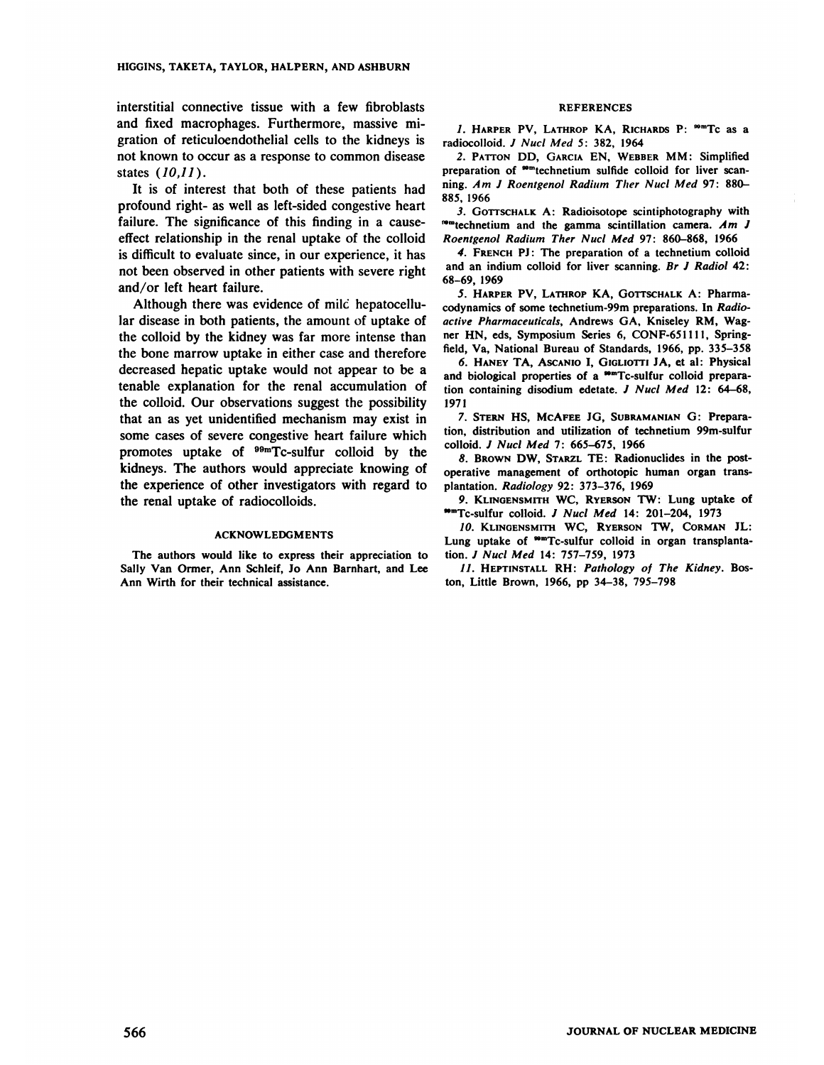interstitial connective tissue with a few fibroblasts and fixed macrophages. Furthermore, massive migration of reticuloendothelial cells to the kidneys is not known to occur as a response to common disease states (*10,11*).

It is of interest that both of these patients had profound right- as well as left-sided congestive heart failure. The significance of this finding in a cause-effect relationship in the renal uptake of the colloid is difficult to evaluate since, in our experience, it has not been observed in other patients with severe right and/or left heart failure.

Although there was evidence of mild hepatocellular disease in both patients, the amount of uptake of the colloid by the kidney was far more intense than the bone marrow uptake in either case and therefore decreased hepatic uptake would not appear to be a tenable explanation for the renal accumulation of the colloid. Our observations suggest the possibility that an as yet unidentified mechanism may exist in some cases of severe congestive heart failure which promotes uptake of $^{99m}$Tc-sulfur colloid by the kidneys. The authors would appreciate knowing of the experience of other investigators with regard to the renal uptake of radiocolloids.

## ACKNOWLEDGMENTS

The authors would like to express their appreciation to Sally Van Ormer, Ann Schleif, Jo Ann Barnhart, and Lee Ann Wirth for their technical assistance.

## REFERENCES

*1.* HARPER PV, LATHROP KA, RICHARDS P: $^{99m}$Tc as a radiocolloid. *J Nucl Med* 5: 382, 1964

*2.* PATTON DD, GARCIA EN, WEBBER MM: Simplified preparation of $^{99m}$technetium sulfide colloid for liver scanning. *Am J Roentgenol Radium Ther Nucl Med* 97: 880–885, 1966

*3.* GOTTSCHALK A: Radioisotope scintiphotography with $^{99m}$technetium and the gamma scintillation camera. *Am J Roentgenol Radium Ther Nucl Med* 97: 860–868, 1966

*4.* FRENCH PJ: The preparation of a technetium colloid and an indium colloid for liver scanning. *Br J Radiol* 42: 68–69, 1969

*5.* HARPER PV, LATHROP KA, GOTTSCHALK A: Pharmacodynamics of some technetium-99m preparations. In *Radioactive Pharmaceuticals*, Andrews GA, Kniseley RM, Wagner HN, eds, Symposium Series 6, CONF-651111, Springfield, Va, National Bureau of Standards, 1966, pp. 335–358

*6.* HANEY TA, ASCANIO I, GIGLIOTTI JA, et al: Physical and biological properties of a $^{99m}$Tc-sulfur colloid preparation containing disodium edetate. *J Nucl Med* 12: 64–68, 1971

*7.* STERN HS, MCAFEE JG, SUBRAMANIAN G: Preparation, distribution and utilization of technetium 99m-sulfur colloid. *J Nucl Med* 7: 665–675, 1966

*8.* BROWN DW, STARZL TE: Radionuclides in the postoperative management of orthotopic human organ transplantation. *Radiology* 92: 373–376, 1969

*9.* KLINGENSMITH WC, RYERSON TW: Lung uptake of $^{99m}$Tc-sulfur colloid. *J Nucl Med* 14: 201–204, 1973

*10.* KLINGENSMITH WC, RYERSON TW, CORMAN JL: Lung uptake of $^{99m}$Tc-sulfur colloid in organ transplantation. *J Nucl Med* 14: 757–759, 1973

*11.* HEPTINSTALL RH: *Pathology of The Kidney*. Boston, Little Brown, 1966, pp 34–38, 795–798